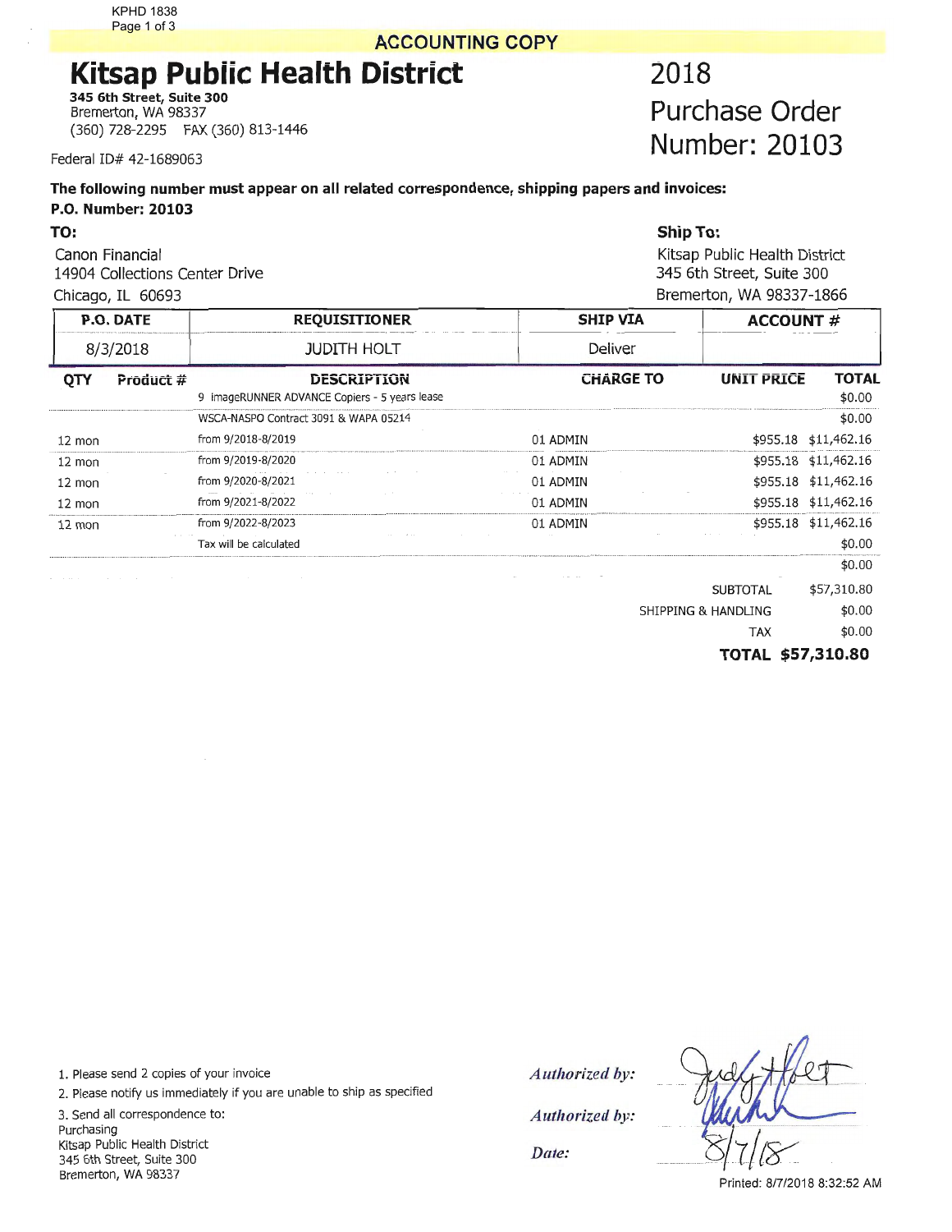KPHD 1838

ACCOUNTING COPY

# Kitsap Public Health District

**345 6th Street, Suite 300**
Bremerton, WA 98337
(360) 728-2295 FAX (360) 813-1446

Federal ID# 42-1689063

## 2018 Purchase Order Number: 20103

**The following number must appear on all related correspondence, shipping papers and invoices:**
**P.O. Number: 20103**

**TO:**
Canon Financial
14904 Collections Center Drive
Chicago, IL 60693

**Ship To:**
Kitsap Public Health District
345 6th Street, Suite 300
Bremerton, WA 98337-1866

| P.O. DATE | REQUISITIONER | SHIP VIA | ACCOUNT # |
|---|---|---|---|
| 8/3/2018 | JUDITH HOLT | Deliver | |

| QTY | Product # | DESCRIPTION | CHARGE TO | UNIT PRICE | TOTAL |
|---|---|---|---|---|---|
| | | 9 imageRUNNER ADVANCE Copiers - 5 years lease | | | $0.00 |
| | | WSCA-NASPO Contract 3091 & WAPA 05214 | | | $0.00 |
| 12 mon | | from 9/2018-8/2019 | 01 ADMIN | $955.18 | $11,462.16 |
| 12 mon | | from 9/2019-8/2020 | 01 ADMIN | $955.18 | $11,462.16 |
| 12 mon | | from 9/2020-8/2021 | 01 ADMIN | $955.18 | $11,462.16 |
| 12 mon | | from 9/2021-8/2022 | 01 ADMIN | $955.18 | $11,462.16 |
| 12 mon | | from 9/2022-8/2023 | 01 ADMIN | $955.18 | $11,462.16 |
| | | Tax will be calculated | | | $0.00 |
| | | | | | $0.00 |

| | |
|---|---|
| SUBTOTAL | $57,310.80 |
| SHIPPING & HANDLING | $0.00 |
| TAX | $0.00 |
| **TOTAL** | **$57,310.80** |

1. Please send 2 copies of your invoice
2. Please notify us immediately if you are unable to ship as specified
3. Send all correspondence to:
Purchasing
Kitsap Public Health District
345 6th Street, Suite 300
Bremerton, WA 98337

*Authorized by:* Judy Holt

*Authorized by:* [signature]

*Date:* 8/7/18

Printed: 8/7/2018 8:32:52 AM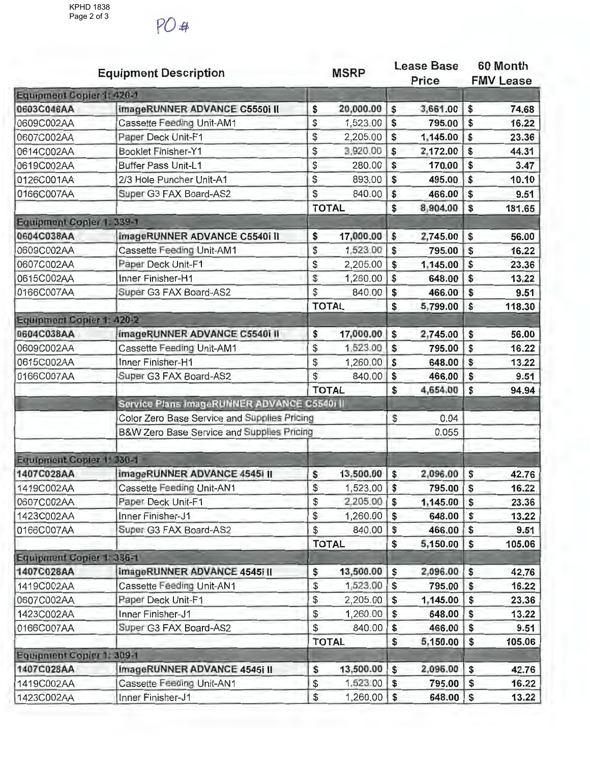PO #

| Equipment Description | | MSRP | Lease Base Price | 60 Month FMV Lease |
|---|---|---|---|---|
| **Equipment Copier 1: 420-1** | | | | |
| **0603C046AA** | **imageRUNNER ADVANCE C5550i II** | **$ 20,000.00** | **$ 3,661.00** | **$ 74.68** |
| 0609C002AA | Cassette Feeding Unit-AM1 | $ 1,523.00 | **$ 795.00** | **$ 16.22** |
| 0607C002AA | Paper Deck Unit-F1 | $ 2,205.00 | **$ 1,145.00** | **$ 23.36** |
| 0614C002AA | Booklet Finisher-Y1 | $ 3,920.00 | **$ 2,172.00** | **$ 44.31** |
| 0619C002AA | Buffer Pass Unit-L1 | $ 280.00 | **$ 170.00** | **$ 3.47** |
| 0126C001AA | 2/3 Hole Puncher Unit-A1 | $ 893.00 | **$ 495.00** | **$ 10.10** |
| 0166C007AA | Super G3 FAX Board-AS2 | $ 840.00 | **$ 466.00** | **$ 9.51** |
| | | **TOTAL** | **$ 8,904.00** | **$ 181.65** |
| **Equipment Copier 1: 339-1** | | | | |
| **0604C038AA** | **imageRUNNER ADVANCE C5540i II** | **$ 17,000.00** | **$ 2,745.00** | **$ 56.00** |
| 0609C002AA | Cassette Feeding Unit-AM1 | $ 1,523.00 | **$ 795.00** | **$ 16.22** |
| 0607C002AA | Paper Deck Unit-F1 | $ 2,205.00 | **$ 1,145.00** | **$ 23.36** |
| 0615C002AA | Inner Finisher-H1 | $ 1,260.00 | **$ 648.00** | **$ 13.22** |
| 0166C007AA | Super G3 FAX Board-AS2 | $ 840.00 | **$ 466.00** | **$ 9.51** |
| | | **TOTAL** | **$ 5,799.00** | **$ 118.30** |
| **Equipment Copier 1: 420-2** | | | | |
| **0604C038AA** | **imageRUNNER ADVANCE C5540i II** | **$ 17,000.00** | **$ 2,745.00** | **$ 56.00** |
| 0609C002AA | Cassette Feeding Unit-AM1 | $ 1,523.00 | **$ 795.00** | **$ 16.22** |
| 0615C002AA | Inner Finisher-H1 | $ 1,260.00 | **$ 648.00** | **$ 13.22** |
| 0166C007AA | Super G3 FAX Board-AS2 | $ 840.00 | **$ 466.00** | **$ 9.51** |
| | | **TOTAL** | **$ 4,654.00** | **$ 94.94** |
| | **Service Plans imageRUNNER ADVANCE C5540i II** | | | |
| | Color Zero Base Service and Supplies Pricing | | $ 0.04 | |
| | B&W Zero Base Service and Supplies Pricing | | 0.055 | |
| | | | | |
| **Equipment Copier 1: 330-1** | | | | |
| **1407C028AA** | **imageRUNNER ADVANCE 4545i II** | **$ 13,500.00** | **$ 2,096.00** | **$ 42.76** |
| 1419C002AA | Cassette Feeding Unit-AN1 | $ 1,523.00 | **$ 795.00** | **$ 16.22** |
| 0607C002AA | Paper Deck Unit-F1 | $ 2,205.00 | **$ 1,145.00** | **$ 23.36** |
| 1423C002AA | Inner Finisher-J1 | $ 1,260.00 | **$ 648.00** | **$ 13.22** |
| 0166C007AA | Super G3 FAX Board-AS2 | $ 840.00 | **$ 466.00** | **$ 9.51** |
| | | **TOTAL** | **$ 5,150.00** | **$ 105.06** |
| **Equipment Copier 1: 386-1** | | | | |
| **1407C028AA** | **imageRUNNER ADVANCE 4545i II** | **$ 13,500.00** | **$ 2,096.00** | **$ 42.76** |
| 1419C002AA | Cassette Feeding Unit-AN1 | $ 1,523.00 | **$ 795.00** | **$ 16.22** |
| 0607C002AA | Paper Deck Unit-F1 | $ 2,205.00 | **$ 1,145.00** | **$ 23.36** |
| 1423C002AA | Inner Finisher-J1 | $ 1,260.00 | **$ 648.00** | **$ 13.22** |
| 0166C007AA | Super G3 FAX Board-AS2 | $ 840.00 | **$ 466.00** | **$ 9.51** |
| | | **TOTAL** | **$ 5,150.00** | **$ 105.06** |
| **Equipment Copier 1: 309-1** | | | | |
| **1407C028AA** | **imageRUNNER ADVANCE 4545i II** | **$ 13,500.00** | **$ 2,096.00** | **$ 42.76** |
| 1419C002AA | Cassette Feeding Unit-AN1 | $ 1,523.00 | **$ 795.00** | **$ 16.22** |
| 1423C002AA | Inner Finisher-J1 | $ 1,260.00 | **$ 648.00** | **$ 13.22** |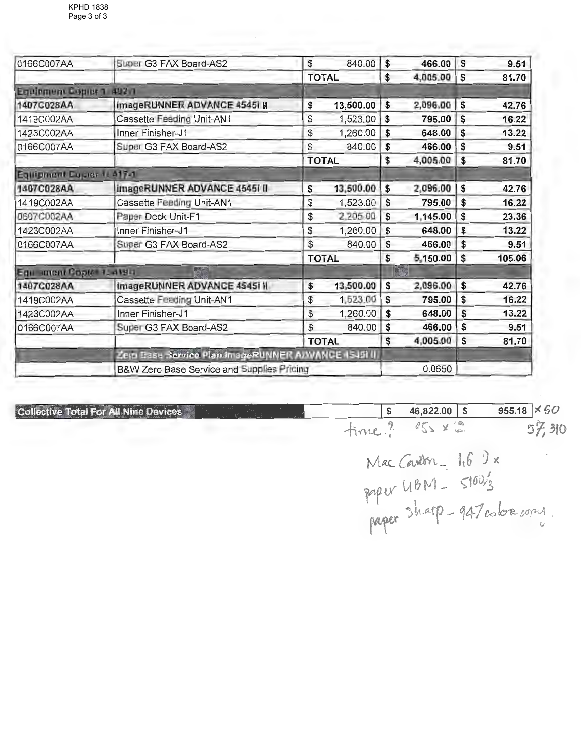| | | | | |
|---|---|---|---|---|
| 0166C007AA | Super G3 FAX Board-AS2 | $ 840.00 | $ 466.00 | $ 9.51 |
| | | TOTAL | $ 4,005.00 | $ 81.70 |
| Equipment Copier 1: 492-1 | | | | |
| 1407C028AA | imageRUNNER ADVANCE 4545i II | $ 13,500.00 | $ 2,096.00 | $ 42.76 |
| 1419C002AA | Cassette Feeding Unit-AN1 | $ 1,523.00 | $ 795.00 | $ 16.22 |
| 1423C002AA | Inner Finisher-J1 | $ 1,260.00 | $ 648.00 | $ 13.22 |
| 0166C007AA | Super G3 FAX Board-AS2 | $ 840.00 | $ 466.00 | $ 9.51 |
| | | TOTAL | $ 4,005.00 | $ 81.70 |
| Equipment Copier 1: 417-1 | | | | |
| 1407C028AA | imageRUNNER ADVANCE 4545i II | $ 13,500.00 | $ 2,096.00 | $ 42.76 |
| 1419C002AA | Cassette Feeding Unit-AN1 | $ 1,523.00 | $ 795.00 | $ 16.22 |
| 0607C002AA | Paper Deck Unit-F1 | $ 2,205.00 | $ 1,145.00 | $ 23.36 |
| 1423C002AA | Inner Finisher-J1 | $ 1,260.00 | $ 648.00 | $ 13.22 |
| 0166C007AA | Super G3 FAX Board-AS2 | $ 840.00 | $ 466.00 | $ 9.51 |
| | | TOTAL | $ 5,150.00 | $ 105.06 |
| Equipment Copier 1: 418-1 | | | | |
| 1407C028AA | imageRUNNER ADVANCE 4545i II | $ 13,500.00 | $ 2,096.00 | $ 42.76 |
| 1419C002AA | Cassette Feeding Unit-AN1 | $ 1,523.00 | $ 795.00 | $ 16.22 |
| 1423C002AA | Inner Finisher-J1 | $ 1,260.00 | $ 648.00 | $ 13.22 |
| 0166C007AA | Super G3 FAX Board-AS2 | $ 840.00 | $ 466.00 | $ 9.51 |
| | | TOTAL | $ 4,005.00 | $ 81.70 |
| | Zero Base Service Plan imageRUNNER ADVANCE 4545i II | | | |
| | B&W Zero Base Service and Supplies Pricing | | 0.0650 | |

| | | | |
|---|---|---|---|
| Collective Total For All Nine Devices | | $ 46,822.00 | $ 955.18 ×60 |

time.? 955 x 60 57,310

Mac Carthn - 1.6 ) x

paper UBM - 5100/3

paper sharp - 947 color copy.